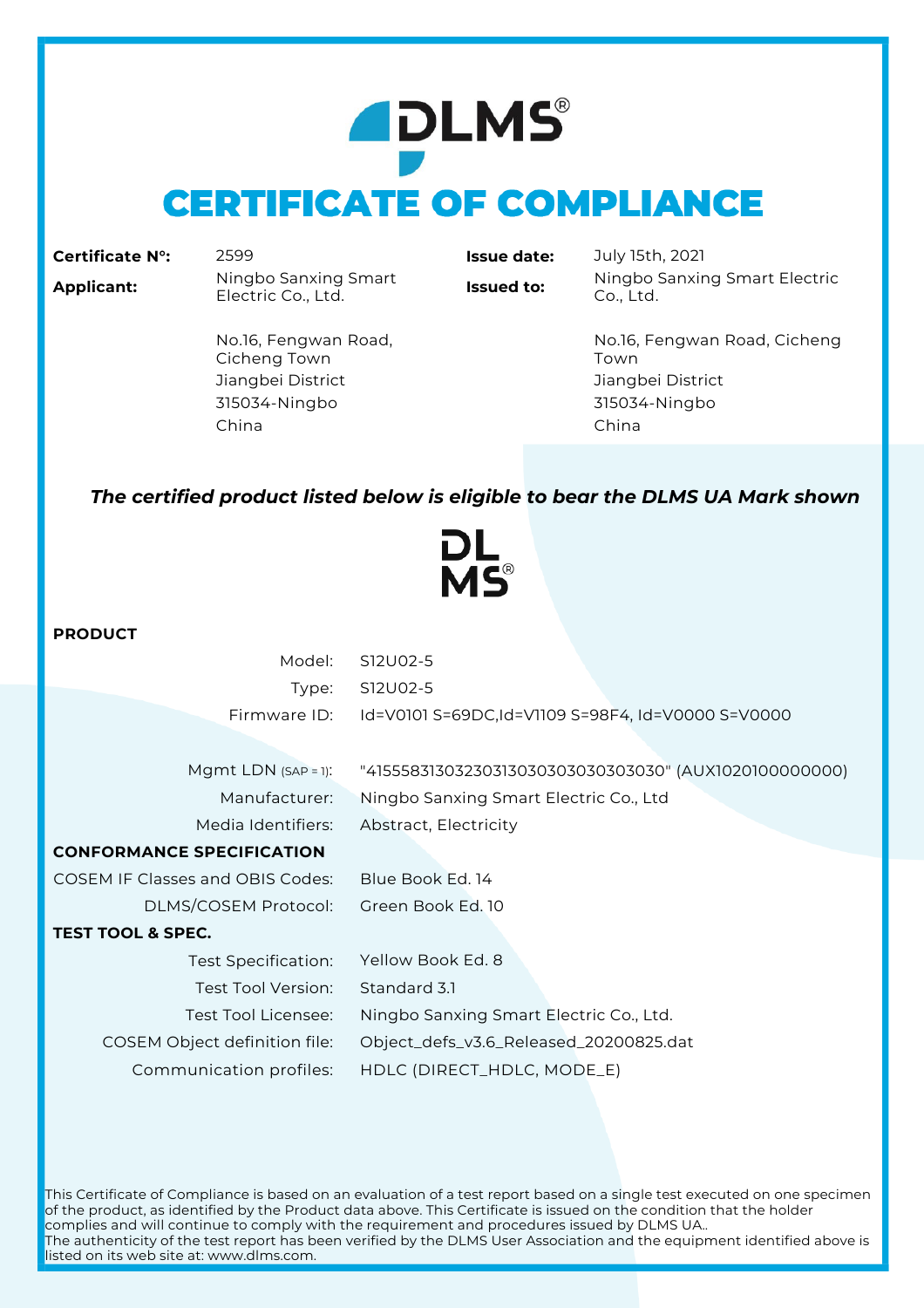# DLMS®

# CERTIFICATE OF COMPLIANCE

| | | | |
|---|---|---|---|
| **Certificate N°:** | 2599 | **Issue date:** | July 15th, 2021 |
| **Applicant:** | Ningbo Sanxing Smart Electric Co., Ltd.<br><br>No.16, Fengwan Road, Cicheng Town<br>Jiangbei District<br>315034-Ningbo<br>China | **Issued to:** | Ningbo Sanxing Smart Electric Co., Ltd.<br><br>No.16, Fengwan Road, Cicheng Town<br>Jiangbei District<br>315034-Ningbo<br>China |

***The certified product listed below is eligible to bear the DLMS UA Mark shown***

DL
MS®

**PRODUCT**

| | |
|---|---|
| Model: | S12U02-5 |
| Type: | S12U02-5 |
| Firmware ID: | Id=V0101 S=69DC,Id=V1109 S=98F4, Id=V0000 S=V0000 |
| Mgmt LDN (SAP = 1): | "41555831303230313030303030303030" (AUX1020100000000) |
| Manufacturer: | Ningbo Sanxing Smart Electric Co., Ltd |
| Media Identifiers: | Abstract, Electricity |

**CONFORMANCE SPECIFICATION**

| | |
|---|---|
| COSEM IF Classes and OBIS Codes: | Blue Book Ed. 14 |
| DLMS/COSEM Protocol: | Green Book Ed. 10 |

**TEST TOOL & SPEC.**

| | |
|---|---|
| Test Specification: | Yellow Book Ed. 8 |
| Test Tool Version: | Standard 3.1 |
| Test Tool Licensee: | Ningbo Sanxing Smart Electric Co., Ltd. |
| COSEM Object definition file: | Object_defs_v3.6_Released_20200825.dat |
| Communication profiles: | HDLC (DIRECT_HDLC, MODE_E) |

This Certificate of Compliance is based on an evaluation of a test report based on a single test executed on one specimen of the product, as identified by the Product data above. This Certificate is issued on the condition that the holder complies and will continue to comply with the requirement and procedures issued by DLMS UA..
The authenticity of the test report has been verified by the DLMS User Association and the equipment identified above is listed on its web site at: www.dlms.com.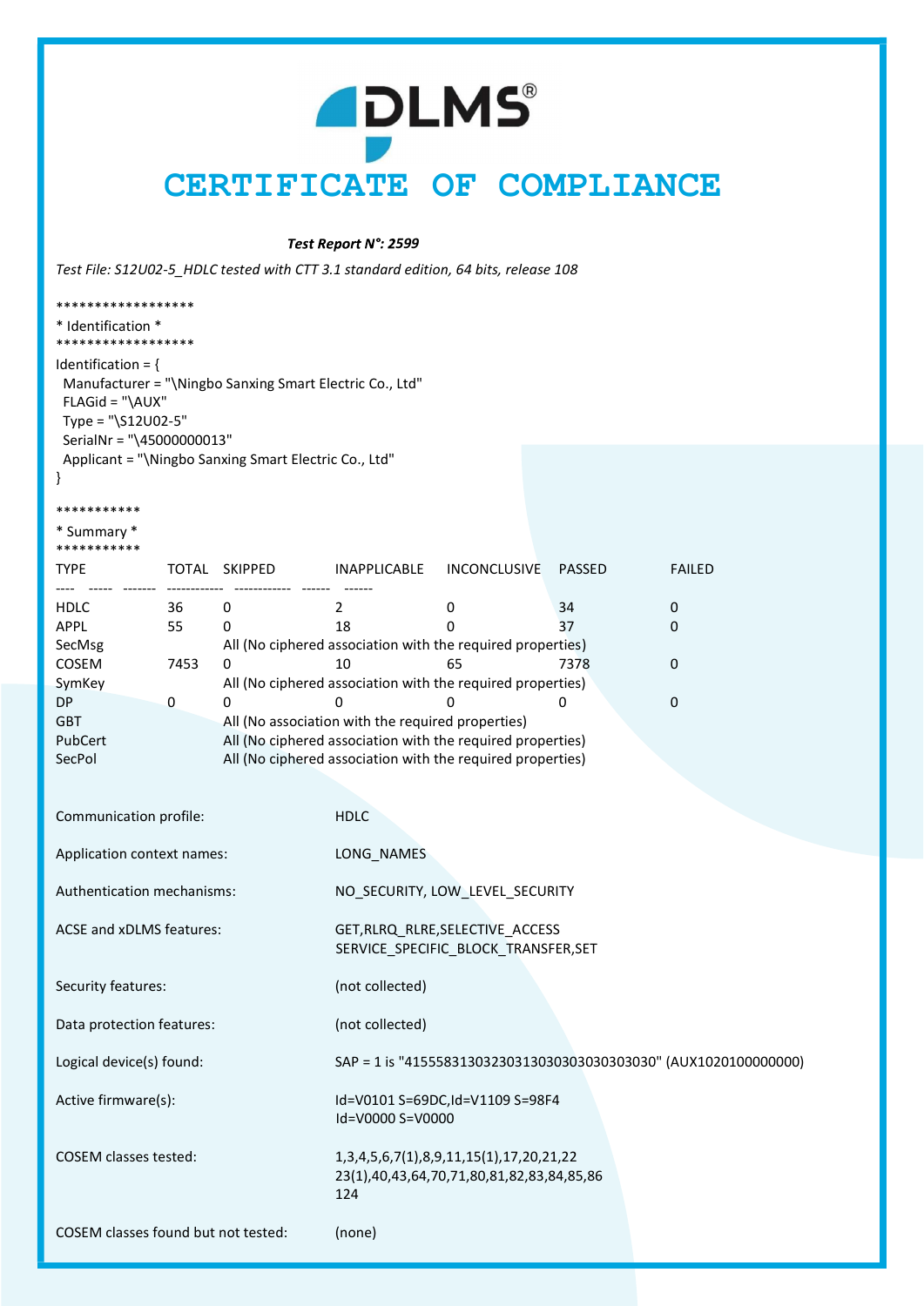# CERTIFICATE OF COMPLIANCE

***Test Report N°: 2599***

*Test File: S12U02-5_HDLC tested with CTT 3.1 standard edition, 64 bits, release 108*

******************
* Identification *
******************

```
Identification = {
  Manufacturer = "\Ningbo Sanxing Smart Electric Co., Ltd"
  FLAGid = "\AUX"
  Type = "\S12U02-5"
  SerialNr = "\45000000013"
  Applicant = "\Ningbo Sanxing Smart Electric Co., Ltd"
}
```

***********
* Summary *
***********

| TYPE | TOTAL | SKIPPED | INAPPLICABLE | INCONCLUSIVE | PASSED | FAILED |
|---|---|---|---|---|---|---|
| HDLC | 36 | 0 | 2 | 0 | 34 | 0 |
| APPL | 55 | 0 | 18 | 0 | 37 | 0 |
| SecMsg | | All (No ciphered association with the required properties) | | | | |
| COSEM | 7453 | 0 | 10 | 65 | 7378 | 0 |
| SymKey | | All (No ciphered association with the required properties) | | | | |
| DP | 0 | 0 | 0 | 0 | 0 | 0 |
| GBT | | All (No association with the required properties) | | | | |
| PubCert | | All (No ciphered association with the required properties) | | | | |
| SecPol | | All (No ciphered association with the required properties) | | | | |

| | |
|---|---|
| Communication profile: | HDLC |
| Application context names: | LONG_NAMES |
| Authentication mechanisms: | NO_SECURITY, LOW_LEVEL_SECURITY |
| ACSE and xDLMS features: | GET,RLRQ_RLRE,SELECTIVE_ACCESS SERVICE_SPECIFIC_BLOCK_TRANSFER,SET |
| Security features: | (not collected) |
| Data protection features: | (not collected) |
| Logical device(s) found: | SAP = 1 is "41555831303230313030303030303030" (AUX1020100000000) |
| Active firmware(s): | Id=V0101 S=69DC,Id=V1109 S=98F4 Id=V0000 S=V0000 |
| COSEM classes tested: | 1,3,4,5,6,7(1),8,9,11,15(1),17,20,21,22 23(1),40,43,64,70,71,80,81,82,83,84,85,86 124 |
| COSEM classes found but not tested: | (none) |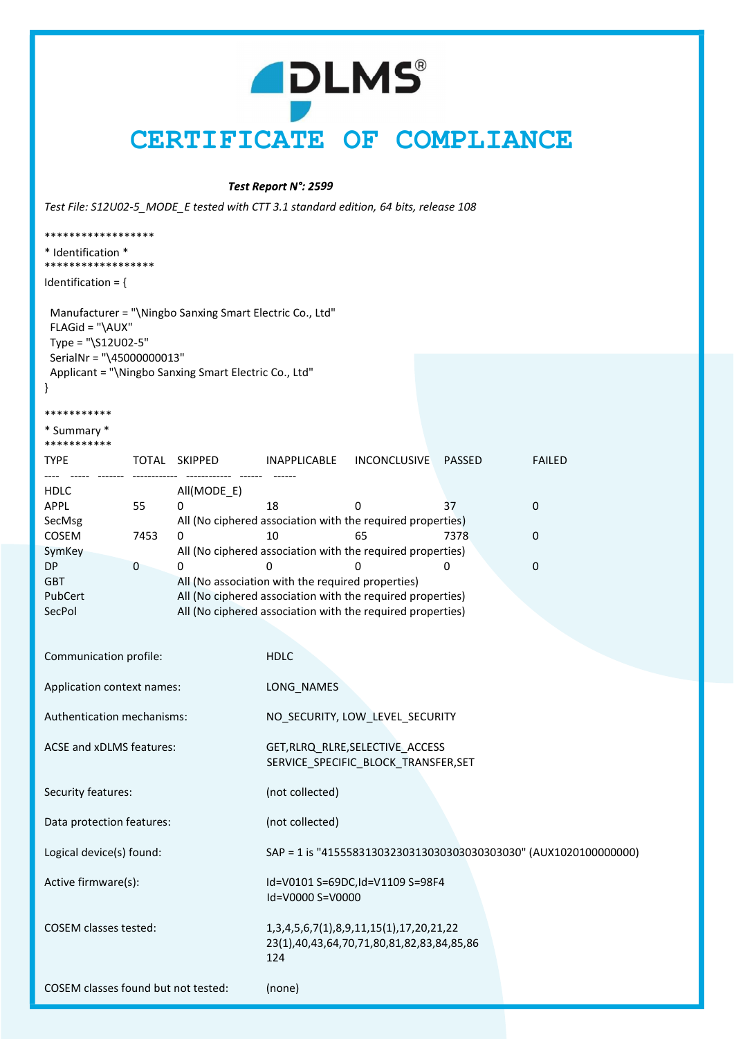# CERTIFICATE OF COMPLIANCE

***Test Report N°: 2599***

*Test File: S12U02-5_MODE_E tested with CTT 3.1 standard edition, 64 bits, release 108*

```
******************
* Identification *
******************
Identification = {

  Manufacturer = "\Ningbo Sanxing Smart Electric Co., Ltd"
  FLAGid = "\AUX"
  Type = "\S12U02-5"
  SerialNr = "\45000000013"
  Applicant = "\Ningbo Sanxing Smart Electric Co., Ltd"
}

***********
* Summary *
***********
```

| TYPE | TOTAL | SKIPPED | INAPPLICABLE | INCONCLUSIVE | PASSED | FAILED |
|---|---|---|---|---|---|---|
| HDLC | | All(MODE_E) | | | | |
| APPL | 55 | 0 | 18 | 0 | 37 | 0 |
| SecMsg | | All (No ciphered association with the required properties) | | | | |
| COSEM | 7453 | 0 | 10 | 65 | 7378 | 0 |
| SymKey | | All (No ciphered association with the required properties) | | | | |
| DP | 0 | 0 | 0 | 0 | 0 | 0 |
| GBT | | All (No association with the required properties) | | | | |
| PubCert | | All (No ciphered association with the required properties) | | | | |
| SecPol | | All (No ciphered association with the required properties) | | | | |

| | |
|---|---|
| Communication profile: | HDLC |
| Application context names: | LONG_NAMES |
| Authentication mechanisms: | NO_SECURITY, LOW_LEVEL_SECURITY |
| ACSE and xDLMS features: | GET,RLRQ_RLRE,SELECTIVE_ACCESS SERVICE_SPECIFIC_BLOCK_TRANSFER,SET |
| Security features: | (not collected) |
| Data protection features: | (not collected) |
| Logical device(s) found: | SAP = 1 is "41555831303230313030303030303030" (AUX1020100000000) |
| Active firmware(s): | Id=V0101 S=69DC,Id=V1109 S=98F4 Id=V0000 S=V0000 |
| COSEM classes tested: | 1,3,4,5,6,7(1),8,9,11,15(1),17,20,21,22 23(1),40,43,64,70,71,80,81,82,83,84,85,86 124 |
| COSEM classes found but not tested: | (none) |